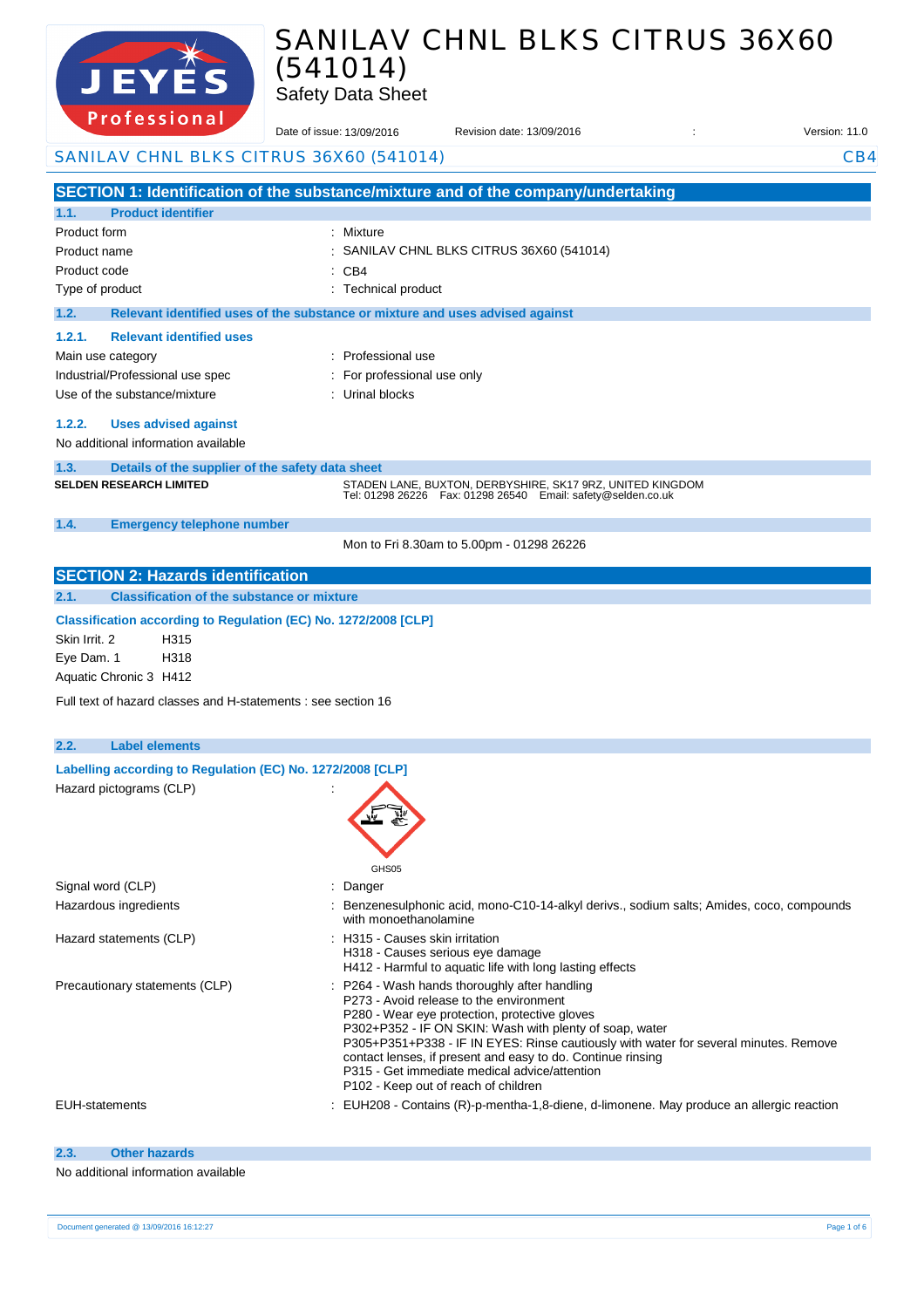# SANILAV CHNL BLKS CITRUS 36X60 (541014)

Safety Data Sheet

Date of issue: 13/09/2016 Revision date: 13/09/2016 : Version: 11.0

SANILAV CHNL BLKS CITRUS 36X60 (541014) CB4

## SECTION 1: Identification of the substance/mixture and of the company/undertaking

### 1.1. Product identifier

| | |
|---|---|
| Product form | : Mixture |
| Product name | : SANILAV CHNL BLKS CITRUS 36X60 (541014) |
| Product code | : CB4 |
| Type of product | : Technical product |

### 1.2. Relevant identified uses of the substance or mixture and uses advised against

#### 1.2.1. Relevant identified uses

| | |
|---|---|
| Main use category | : Professional use |
| Industrial/Professional use spec | : For professional use only |
| Use of the substance/mixture | : Urinal blocks |

#### 1.2.2. Uses advised against

No additional information available

### 1.3. Details of the supplier of the safety data sheet

**SELDEN RESEARCH LIMITED**

STADEN LANE, BUXTON, DERBYSHIRE, SK17 9RZ, UNITED KINGDOM
Tel: 01298 26226 Fax: 01298 26540 Email: safety@selden.co.uk

### 1.4. Emergency telephone number

Mon to Fri 8.30am to 5.00pm - 01298 26226

## SECTION 2: Hazards identification

### 2.1. Classification of the substance or mixture

**Classification according to Regulation (EC) No. 1272/2008 [CLP]**

| | |
|---|---|
| Skin Irrit. 2 | H315 |
| Eye Dam. 1 | H318 |
| Aquatic Chronic 3 | H412 |

Full text of hazard classes and H-statements : see section 16

### 2.2. Label elements

**Labelling according to Regulation (EC) No. 1272/2008 [CLP]**

Hazard pictograms (CLP) :

GHS05

| | |
|---|---|
| Signal word (CLP) | : Danger |
| Hazardous ingredients | : Benzenesulphonic acid, mono-C10-14-alkyl derivs., sodium salts; Amides, coco, compounds with monoethanolamine |
| Hazard statements (CLP) | : H315 - Causes skin irritation<br>H318 - Causes serious eye damage<br>H412 - Harmful to aquatic life with long lasting effects |
| Precautionary statements (CLP) | : P264 - Wash hands thoroughly after handling<br>P273 - Avoid release to the environment<br>P280 - Wear eye protection, protective gloves<br>P302+P352 - IF ON SKIN: Wash with plenty of soap, water<br>P305+P351+P338 - IF IN EYES: Rinse cautiously with water for several minutes. Remove contact lenses, if present and easy to do. Continue rinsing<br>P315 - Get immediate medical advice/attention<br>P102 - Keep out of reach of children |
| EUH-statements | : EUH208 - Contains (R)-p-mentha-1,8-diene, d-limonene. May produce an allergic reaction |

### 2.3. Other hazards

No additional information available

Document generated @ 13/09/2016 16:12:27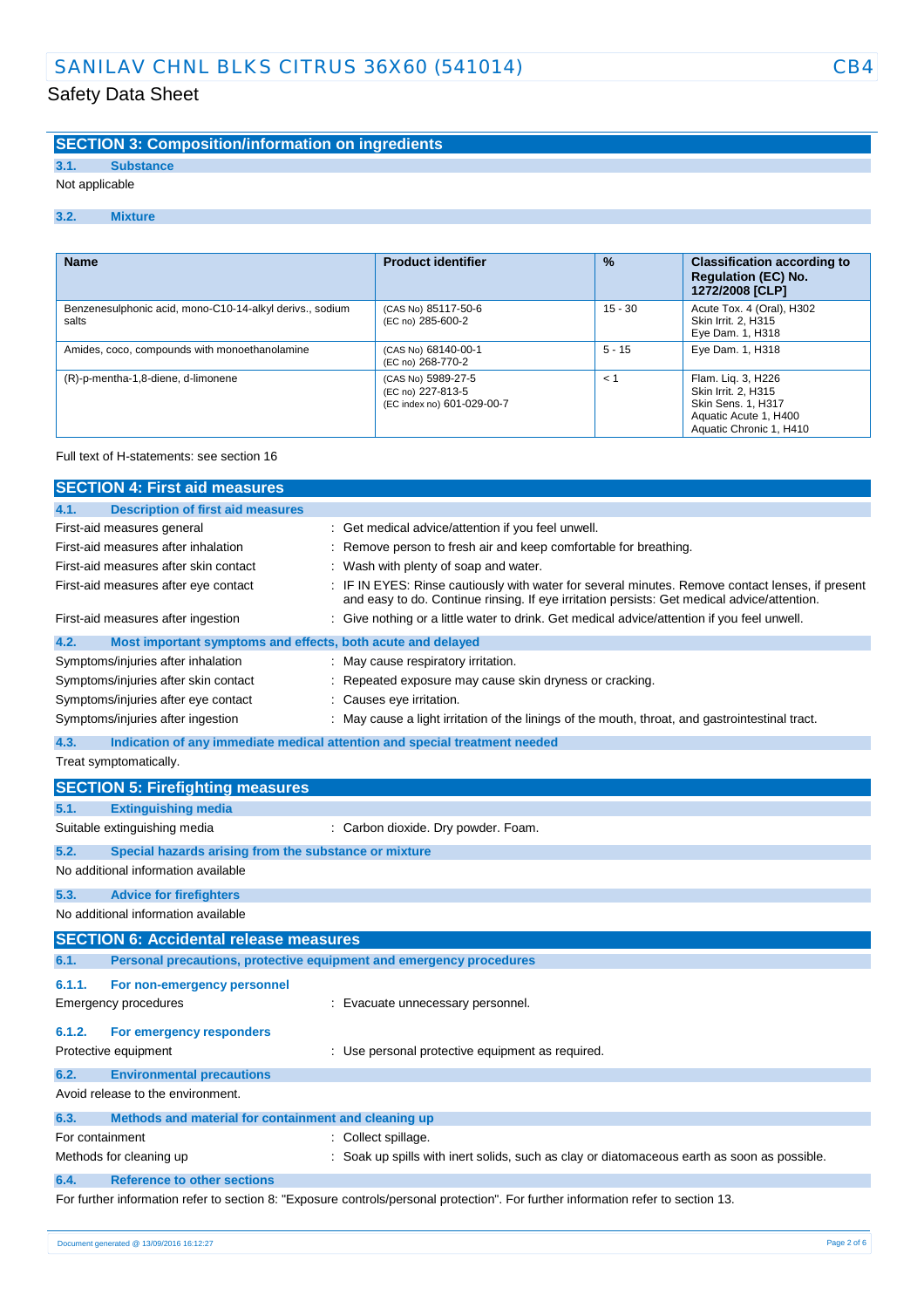## SECTION 3: Composition/information on ingredients

### 3.1. Substance

Not applicable

### 3.2. Mixture

| Name | Product identifier | % | Classification according to Regulation (EC) No. 1272/2008 [CLP] |
|---|---|---|---|
| Benzenesulphonic acid, mono-C10-14-alkyl derivs., sodium salts | (CAS No) 85117-50-6<br>(EC no) 285-600-2 | 15 - 30 | Acute Tox. 4 (Oral), H302<br>Skin Irrit. 2, H315<br>Eye Dam. 1, H318 |
| Amides, coco, compounds with monoethanolamine | (CAS No) 68140-00-1<br>(EC no) 268-770-2 | 5 - 15 | Eye Dam. 1, H318 |
| (R)-p-mentha-1,8-diene, d-limonene | (CAS No) 5989-27-5<br>(EC no) 227-813-5<br>(EC index no) 601-029-00-7 | < 1 | Flam. Liq. 3, H226<br>Skin Irrit. 2, H315<br>Skin Sens. 1, H317<br>Aquatic Acute 1, H400<br>Aquatic Chronic 1, H410 |

Full text of H-statements: see section 16

## SECTION 4: First aid measures

### 4.1. Description of first aid measures

First-aid measures general : Get medical advice/attention if you feel unwell.

First-aid measures after inhalation : Remove person to fresh air and keep comfortable for breathing.

First-aid measures after skin contact : Wash with plenty of soap and water.

First-aid measures after eye contact : IF IN EYES: Rinse cautiously with water for several minutes. Remove contact lenses, if present and easy to do. Continue rinsing. If eye irritation persists: Get medical advice/attention.

First-aid measures after ingestion : Give nothing or a little water to drink. Get medical advice/attention if you feel unwell.

### 4.2. Most important symptoms and effects, both acute and delayed

Symptoms/injuries after inhalation : May cause respiratory irritation.

Symptoms/injuries after skin contact : Repeated exposure may cause skin dryness or cracking.

Symptoms/injuries after eye contact : Causes eye irritation.

Symptoms/injuries after ingestion : May cause a light irritation of the linings of the mouth, throat, and gastrointestinal tract.

### 4.3. Indication of any immediate medical attention and special treatment needed

Treat symptomatically.

## SECTION 5: Firefighting measures

### 5.1. Extinguishing media

Suitable extinguishing media : Carbon dioxide. Dry powder. Foam.

### 5.2. Special hazards arising from the substance or mixture

No additional information available

### 5.3. Advice for firefighters

No additional information available

## SECTION 6: Accidental release measures

### 6.1. Personal precautions, protective equipment and emergency procedures

#### 6.1.1. For non-emergency personnel

Emergency procedures : Evacuate unnecessary personnel.

#### 6.1.2. For emergency responders

Protective equipment : Use personal protective equipment as required.

### 6.2. Environmental precautions

Avoid release to the environment.

### 6.3. Methods and material for containment and cleaning up

For containment : Collect spillage.

Methods for cleaning up : Soak up spills with inert solids, such as clay or diatomaceous earth as soon as possible.

### 6.4. Reference to other sections

For further information refer to section 8: "Exposure controls/personal protection". For further information refer to section 13.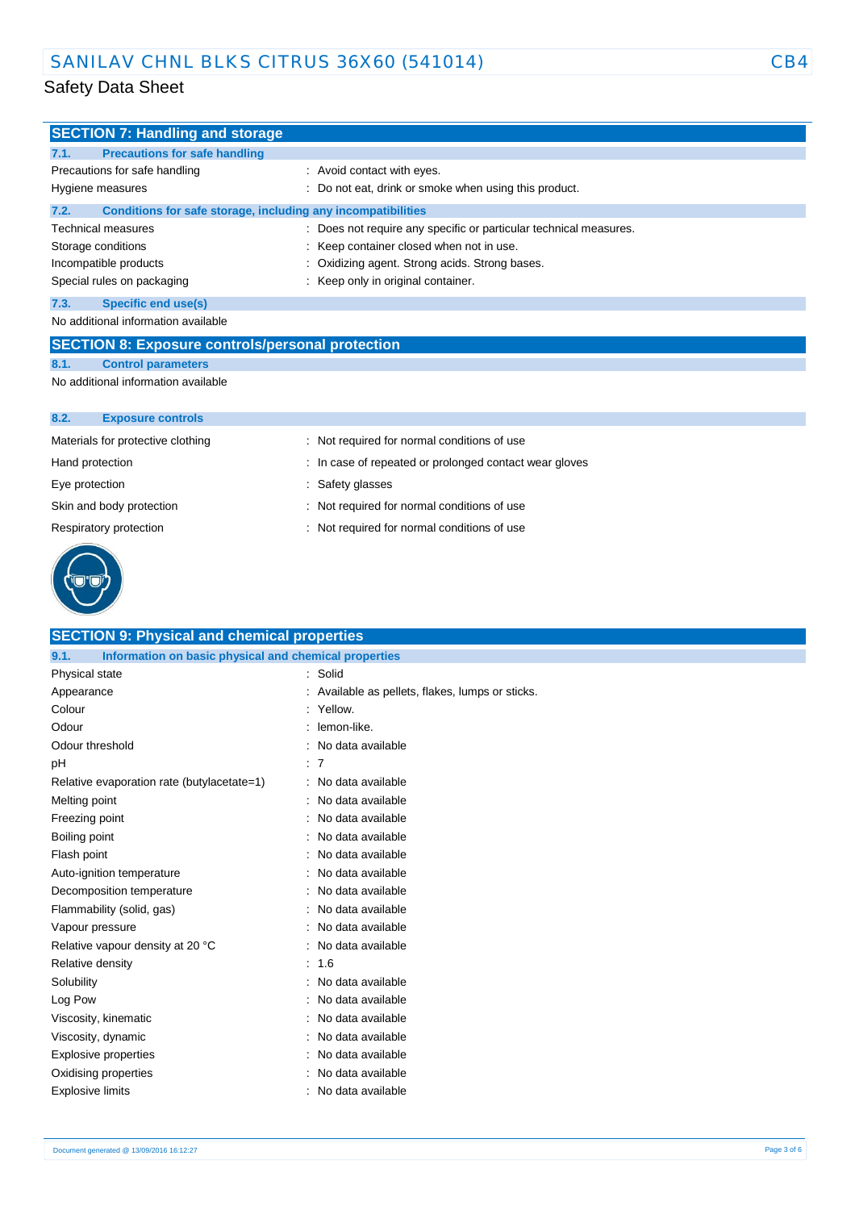## SECTION 7: Handling and storage

### 7.1. Precautions for safe handling

| | |
|---|---|
| Precautions for safe handling | : Avoid contact with eyes. |
| Hygiene measures | : Do not eat, drink or smoke when using this product. |

### 7.2. Conditions for safe storage, including any incompatibilities

| | |
|---|---|
| Technical measures | : Does not require any specific or particular technical measures. |
| Storage conditions | : Keep container closed when not in use. |
| Incompatible products | : Oxidizing agent. Strong acids. Strong bases. |
| Special rules on packaging | : Keep only in original container. |

### 7.3. Specific end use(s)

No additional information available

## SECTION 8: Exposure controls/personal protection

### 8.1. Control parameters

No additional information available

### 8.2. Exposure controls

| | |
|---|---|
| Materials for protective clothing | : Not required for normal conditions of use |
| Hand protection | : In case of repeated or prolonged contact wear gloves |
| Eye protection | : Safety glasses |
| Skin and body protection | : Not required for normal conditions of use |
| Respiratory protection | : Not required for normal conditions of use |

## SECTION 9: Physical and chemical properties

### 9.1. Information on basic physical and chemical properties

| | |
|---|---|
| Physical state | : Solid |
| Appearance | : Available as pellets, flakes, lumps or sticks. |
| Colour | : Yellow. |
| Odour | : lemon-like. |
| Odour threshold | : No data available |
| pH | : 7 |
| Relative evaporation rate (butylacetate=1) | : No data available |
| Melting point | : No data available |
| Freezing point | : No data available |
| Boiling point | : No data available |
| Flash point | : No data available |
| Auto-ignition temperature | : No data available |
| Decomposition temperature | : No data available |
| Flammability (solid, gas) | : No data available |
| Vapour pressure | : No data available |
| Relative vapour density at 20 °C | : No data available |
| Relative density | : 1.6 |
| Solubility | : No data available |
| Log Pow | : No data available |
| Viscosity, kinematic | : No data available |
| Viscosity, dynamic | : No data available |
| Explosive properties | : No data available |
| Oxidising properties | : No data available |
| Explosive limits | : No data available |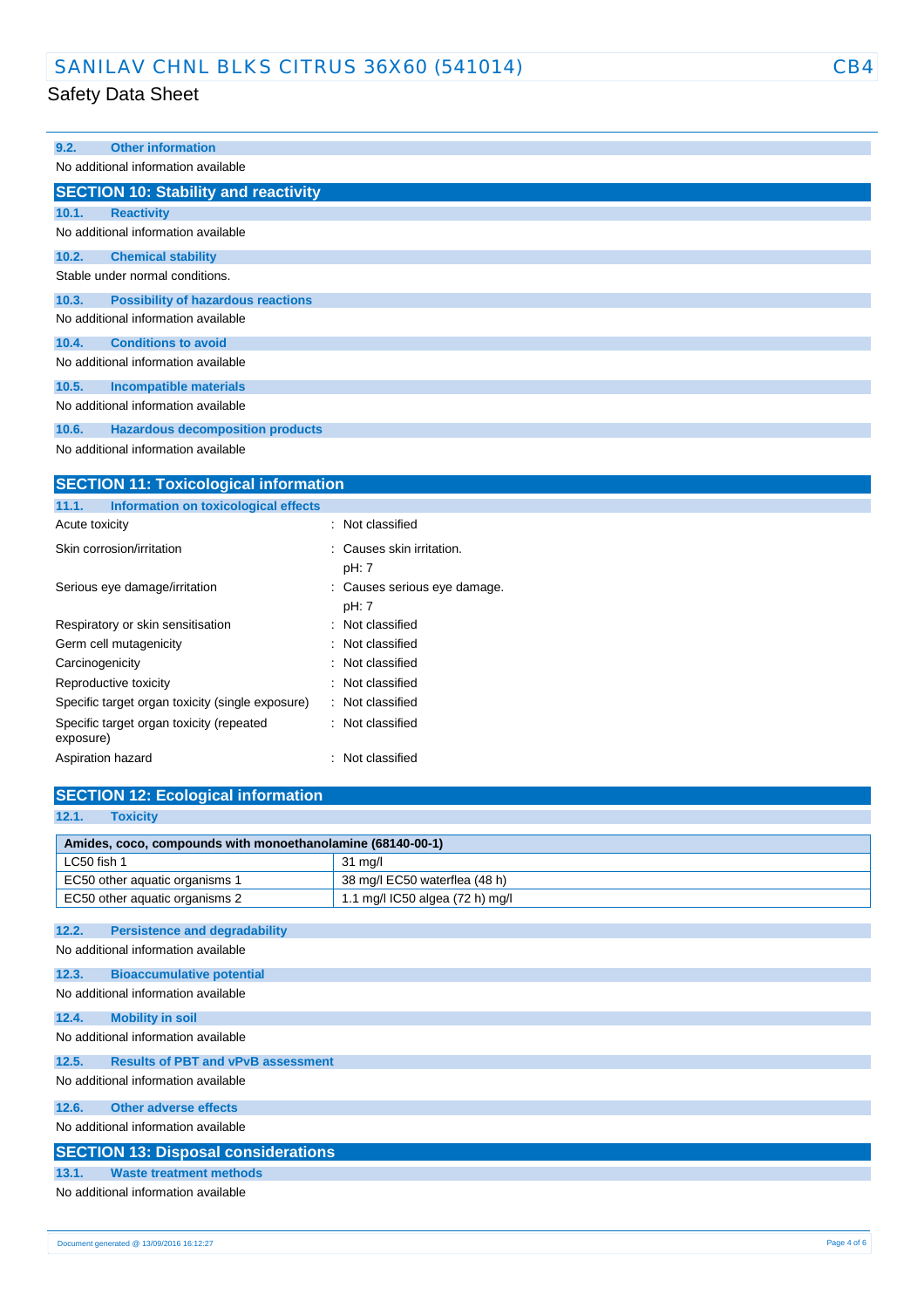### 9.2. Other information

No additional information available

## SECTION 10: Stability and reactivity

### 10.1. Reactivity

No additional information available

### 10.2. Chemical stability

Stable under normal conditions.

### 10.3. Possibility of hazardous reactions

No additional information available

### 10.4. Conditions to avoid

No additional information available

### 10.5. Incompatible materials

No additional information available

### 10.6. Hazardous decomposition products

No additional information available

## SECTION 11: Toxicological information

### 11.1. Information on toxicological effects

| | |
|---|---|
| Acute toxicity | : Not classified |
| Skin corrosion/irritation | : Causes skin irritation.<br>pH: 7 |
| Serious eye damage/irritation | : Causes serious eye damage.<br>pH: 7 |
| Respiratory or skin sensitisation | : Not classified |
| Germ cell mutagenicity | : Not classified |
| Carcinogenicity | : Not classified |
| Reproductive toxicity | : Not classified |
| Specific target organ toxicity (single exposure) | : Not classified |
| Specific target organ toxicity (repeated exposure) | : Not classified |
| Aspiration hazard | : Not classified |

## SECTION 12: Ecological information

### 12.1. Toxicity

| Amides, coco, compounds with monoethanolamine (68140-00-1) | |
|---|---|
| LC50 fish 1 | 31 mg/l |
| EC50 other aquatic organisms 1 | 38 mg/l EC50 waterflea (48 h) |
| EC50 other aquatic organisms 2 | 1.1 mg/l IC50 algea (72 h) mg/l |

### 12.2. Persistence and degradability

No additional information available

### 12.3. Bioaccumulative potential

No additional information available

### 12.4. Mobility in soil

No additional information available

### 12.5. Results of PBT and vPvB assessment

No additional information available

### 12.6. Other adverse effects

No additional information available

## SECTION 13: Disposal considerations

### 13.1. Waste treatment methods

No additional information available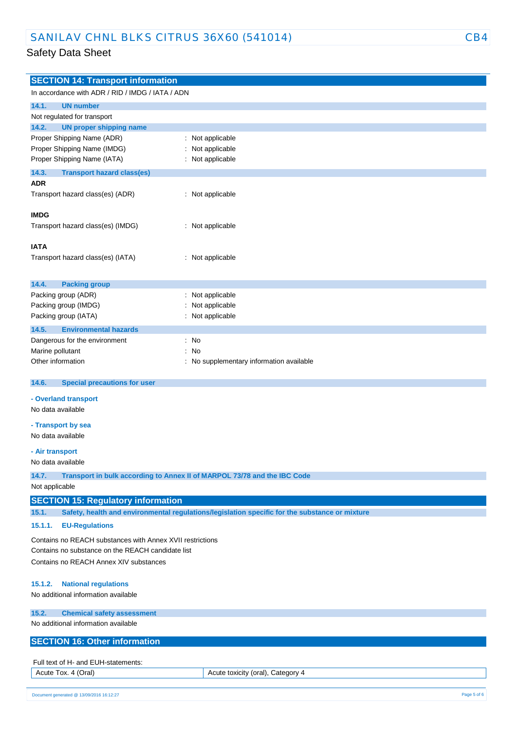## SECTION 14: Transport information

In accordance with ADR / RID / IMDG / IATA / ADN

### 14.1. UN number

Not regulated for transport

### 14.2. UN proper shipping name

Proper Shipping Name (ADR) : Not applicable
Proper Shipping Name (IMDG) : Not applicable
Proper Shipping Name (IATA) : Not applicable

### 14.3. Transport hazard class(es)

**ADR**

Transport hazard class(es) (ADR) : Not applicable

**IMDG**

Transport hazard class(es) (IMDG) : Not applicable

**IATA**

Transport hazard class(es) (IATA) : Not applicable

### 14.4. Packing group

Packing group (ADR) : Not applicable
Packing group (IMDG) : Not applicable
Packing group (IATA) : Not applicable

### 14.5. Environmental hazards

Dangerous for the environment : No
Marine pollutant : No
Other information : No supplementary information available

### 14.6. Special precautions for user

**- Overland transport**

No data available

**- Transport by sea**

No data available

**- Air transport**

No data available

### 14.7. Transport in bulk according to Annex II of MARPOL 73/78 and the IBC Code

Not applicable

## SECTION 15: Regulatory information

### 15.1. Safety, health and environmental regulations/legislation specific for the substance or mixture

#### 15.1.1. EU-Regulations

Contains no REACH substances with Annex XVII restrictions
Contains no substance on the REACH candidate list
Contains no REACH Annex XIV substances

#### 15.1.2. National regulations

No additional information available

### 15.2. Chemical safety assessment

No additional information available

## SECTION 16: Other information

Full text of H- and EUH-statements:

| | |
|---|---|
| Acute Tox. 4 (Oral) | Acute toxicity (oral), Category 4 |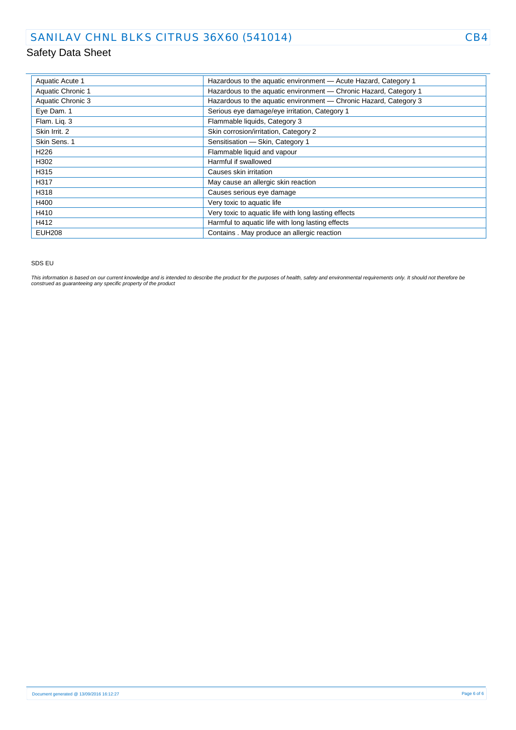| | |
|---|---|
| Aquatic Acute 1 | Hazardous to the aquatic environment — Acute Hazard, Category 1 |
| Aquatic Chronic 1 | Hazardous to the aquatic environment — Chronic Hazard, Category 1 |
| Aquatic Chronic 3 | Hazardous to the aquatic environment — Chronic Hazard, Category 3 |
| Eye Dam. 1 | Serious eye damage/eye irritation, Category 1 |
| Flam. Liq. 3 | Flammable liquids, Category 3 |
| Skin Irrit. 2 | Skin corrosion/irritation, Category 2 |
| Skin Sens. 1 | Sensitisation — Skin, Category 1 |
| H226 | Flammable liquid and vapour |
| H302 | Harmful if swallowed |
| H315 | Causes skin irritation |
| H317 | May cause an allergic skin reaction |
| H318 | Causes serious eye damage |
| H400 | Very toxic to aquatic life |
| H410 | Very toxic to aquatic life with long lasting effects |
| H412 | Harmful to aquatic life with long lasting effects |
| EUH208 | Contains . May produce an allergic reaction |

SDS EU

*This information is based on our current knowledge and is intended to describe the product for the purposes of health, safety and environmental requirements only. It should not therefore be construed as guaranteeing any specific property of the product*